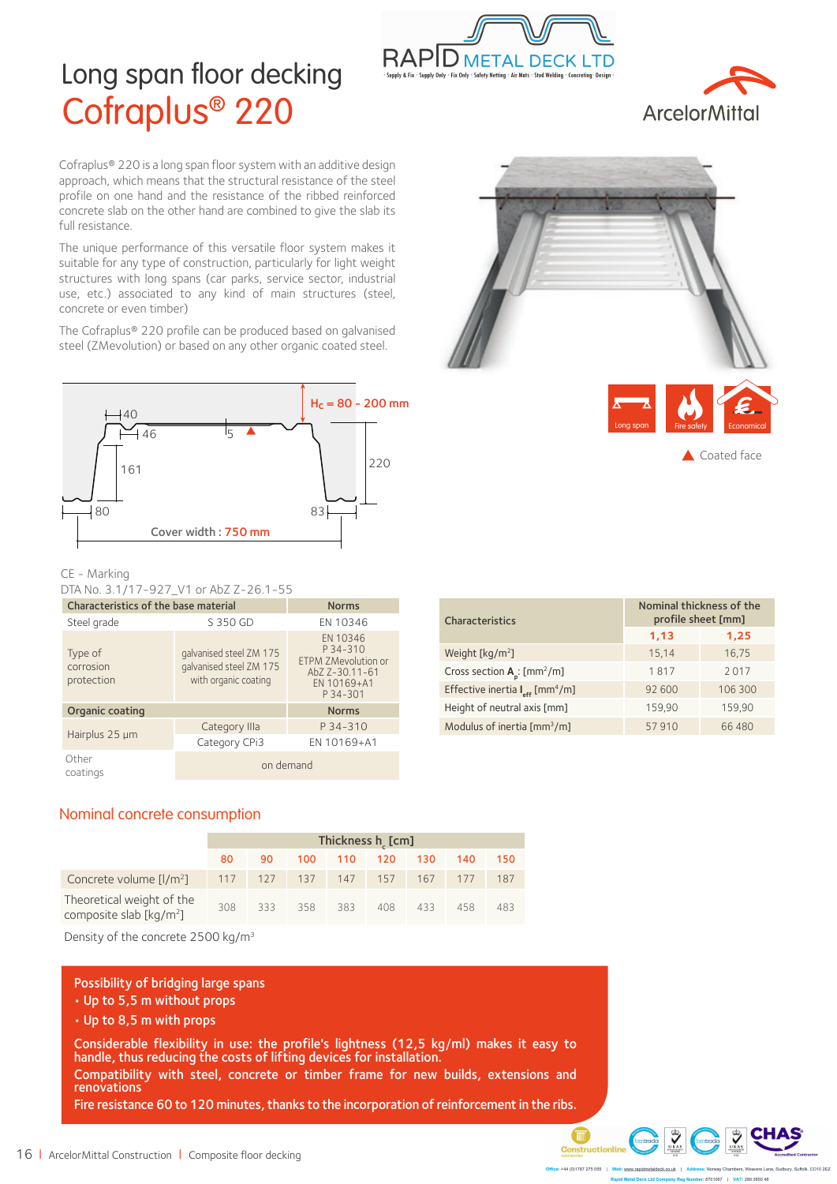# Long span floor decking

# Cofraplus® 220

Cofraplus® 220 is a long span floor system with an additive design approach, which means that the structural resistance of the steel profile on one hand and the resistance of the ribbed reinforced concrete slab on the other hand are combined to give the slab its full resistance.

The unique performance of this versatile floor system makes it suitable for any type of construction, particularly for light weight structures with long spans (car parks, service sector, industrial use, etc.) associated to any kind of main structures (steel, concrete or even timber)

The Cofraplus® 220 profile can be produced based on galvanised steel (ZMevolution) or based on any other organic coated steel.

$H_C$ = 80 - 200 mm

40 | 46 | 5 | 161 | 220 | 80 | 83

Cover width : 750 mm

Long span | Fire safety | Economical

▲ Coated face

CE - Marking

DTA No. 3.1/17-927_V1 or AbZ Z-26.1-55

| Characteristics of the base material | | Norms |
|---|---|---|
| Steel grade | S 350 GD | EN 10346 |
| Type of corrosion protection | galvanised steel ZM 175 galvanised steel ZM 175 with organic coating | EN 10346 P 34-310 ETPM ZMevolution or AbZ Z-30.11-61 EN 10169+A1 P 34-301 |
| **Organic coating** | | **Norms** |
| Hairplus 25 µm | Category IIIa | P 34-310 |
| | Category CPi3 | EN 10169+A1 |
| Other coatings | on demand | |

| Characteristics | Nominal thickness of the profile sheet [mm] | |
|---|---|---|
| | 1,13 | 1,25 |
| Weight [kg/m²] | 15,14 | 16,75 |
| Cross section $A_p$: [mm²/m] | 1 817 | 2 017 |
| Effective inertia $I_{eff}$ [mm⁴/m] | 92 600 | 106 300 |
| Height of neutral axis [mm] | 159,90 | 159,90 |
| Modulus of inertia [mm³/m] | 57 910 | 66 480 |

## Nominal concrete consumption

| | Thickness $h_c$ [cm] | | | | | | | |
|---|---|---|---|---|---|---|---|---|
| | 80 | 90 | 100 | 110 | 120 | 130 | 140 | 150 |
| Concrete volume [l/m²] | 117 | 127 | 137 | 147 | 157 | 167 | 177 | 187 |
| Theoretical weight of the composite slab [kg/m²] | 308 | 333 | 358 | 383 | 408 | 433 | 458 | 483 |

Density of the concrete 2500 kg/m³

**Possibility of bridging large spans**
- **Up to 5,5 m without props**
- **Up to 8,5 m with props**

**Considerable flexibility in use: the profile's lightness (12,5 kg/ml) makes it easy to handle, thus reducing the costs of lifting devices for installation.**

**Compatibility with steel, concrete or timber frame for new builds, extensions and renovations**

**Fire resistance 60 to 120 minutes, thanks to the incorporation of reinforcement in the ribs.**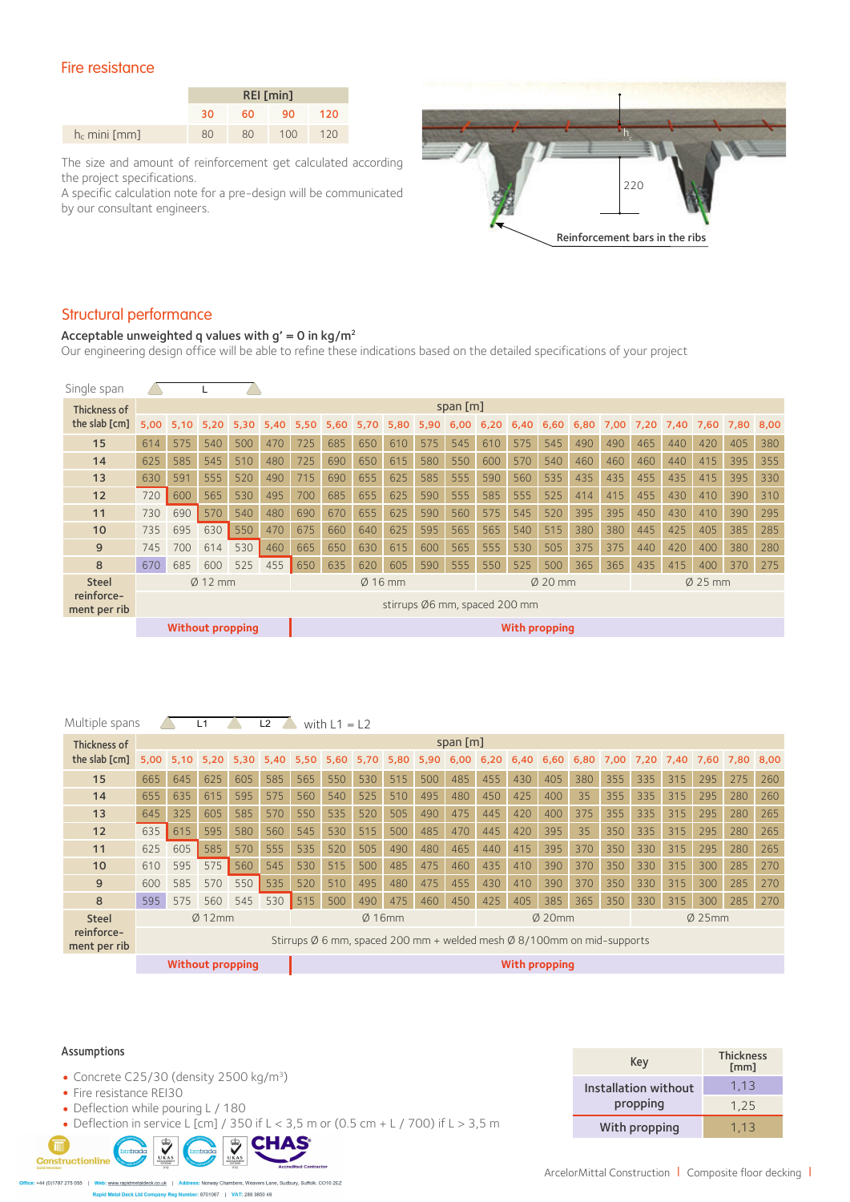## Fire resistance

| | REI [min] | | | |
|---|---|---|---|---|
| | 30 | 60 | 90 | 120 |
| $h_c$ mini [mm] | 80 | 80 | 100 | 120 |

The size and amount of reinforcement get calculated according the project specifications.
A specific calculation note for a pre-design will be communicated by our consultant engineers.

$h_c$

220

Reinforcement bars in the ribs

## Structural performance

**Acceptable unweighted q values with g' = 0 in kg/m²**

Our engineering design office will be able to refine these indications based on the detailed specifications of your project

Single span L

| Thickness of the slab [cm] | span [m] | | | | | | | | | | | | | | | | | | | | |
|---|---|---|---|---|---|---|---|---|---|---|---|---|---|---|---|---|---|---|---|---|---|
| | 5,00 | 5,10 | 5,20 | 5,30 | 5,40 | 5,50 | 5,60 | 5,70 | 5,80 | 5,90 | 6,00 | 6,20 | 6,40 | 6,60 | 6,80 | 7,00 | 7,20 | 7,40 | 7,60 | 7,80 | 8,00 |
| 15 | 614 | 575 | 540 | 500 | 470 | 725 | 685 | 650 | 610 | 575 | 545 | 610 | 575 | 545 | 490 | 490 | 465 | 440 | 420 | 405 | 380 |
| 14 | 625 | 585 | 545 | 510 | 480 | 725 | 690 | 650 | 615 | 580 | 550 | 600 | 570 | 540 | 460 | 460 | 460 | 440 | 415 | 395 | 355 |
| 13 | 630 | 591 | 555 | 520 | 490 | 715 | 690 | 655 | 625 | 585 | 555 | 590 | 560 | 535 | 435 | 435 | 455 | 435 | 415 | 395 | 330 |
| 12 | 720 | 600 | 565 | 530 | 495 | 700 | 685 | 655 | 625 | 590 | 555 | 585 | 555 | 525 | 414 | 415 | 455 | 430 | 410 | 390 | 310 |
| 11 | 730 | 690 | 570 | 540 | 480 | 690 | 670 | 655 | 625 | 590 | 560 | 575 | 545 | 520 | 395 | 395 | 450 | 430 | 410 | 390 | 295 |
| 10 | 735 | 695 | 630 | 550 | 470 | 675 | 660 | 640 | 625 | 595 | 565 | 565 | 540 | 515 | 380 | 380 | 445 | 425 | 405 | 385 | 285 |
| 9 | 745 | 700 | 614 | 530 | 460 | 665 | 650 | 630 | 615 | 600 | 565 | 555 | 530 | 505 | 375 | 375 | 440 | 420 | 400 | 380 | 280 |
| 8 | 670 | 685 | 600 | 525 | 455 | 650 | 635 | 620 | 605 | 590 | 555 | 550 | 525 | 500 | 365 | 365 | 435 | 415 | 400 | 370 | 275 |
| Steel reinforcement per rib | Ø 12 mm | | | | | Ø 16 mm | | | | | | Ø 20 mm | | | | | Ø 25 mm | | | | |
| | stirrups Ø6 mm, spaced 200 mm | | | | | | | | | | | | | | | | | | | | |
| | Without propping | | | | | With propping | | | | | | | | | | | | | | | |

Multiple spans L1 L2 with L1 = L2

| Thickness of the slab [cm] | span [m] | | | | | | | | | | | | | | | | | | | | |
|---|---|---|---|---|---|---|---|---|---|---|---|---|---|---|---|---|---|---|---|---|---|
| | 5,00 | 5,10 | 5,20 | 5,30 | 5,40 | 5,50 | 5,60 | 5,70 | 5,80 | 5,90 | 6,00 | 6,20 | 6,40 | 6,60 | 6,80 | 7,00 | 7,20 | 7,40 | 7,60 | 7,80 | 8,00 |
| 15 | 665 | 645 | 625 | 605 | 585 | 565 | 550 | 530 | 515 | 500 | 485 | 455 | 430 | 405 | 380 | 355 | 335 | 315 | 295 | 275 | 260 |
| 14 | 655 | 635 | 615 | 595 | 575 | 560 | 540 | 525 | 510 | 495 | 480 | 450 | 425 | 400 | 35 | 355 | 335 | 315 | 295 | 280 | 260 |
| 13 | 645 | 325 | 605 | 585 | 570 | 550 | 535 | 520 | 505 | 490 | 475 | 445 | 420 | 400 | 375 | 355 | 335 | 315 | 295 | 280 | 265 |
| 12 | 635 | 615 | 595 | 580 | 560 | 545 | 530 | 515 | 500 | 485 | 470 | 445 | 420 | 395 | 35 | 350 | 335 | 315 | 295 | 280 | 265 |
| 11 | 625 | 605 | 585 | 570 | 555 | 535 | 520 | 505 | 490 | 480 | 465 | 440 | 415 | 395 | 370 | 350 | 330 | 315 | 295 | 280 | 265 |
| 10 | 610 | 595 | 575 | 560 | 545 | 530 | 515 | 500 | 485 | 475 | 460 | 435 | 410 | 390 | 370 | 350 | 330 | 315 | 300 | 285 | 270 |
| 9 | 600 | 585 | 570 | 550 | 535 | 520 | 510 | 495 | 480 | 475 | 455 | 430 | 410 | 390 | 370 | 350 | 330 | 315 | 300 | 285 | 270 |
| 8 | 595 | 575 | 560 | 545 | 530 | 515 | 500 | 490 | 475 | 460 | 450 | 425 | 405 | 385 | 365 | 350 | 330 | 315 | 300 | 285 | 270 |
| Steel reinforcement per rib | Ø 12mm | | | | | Ø 16mm | | | | | | Ø 20mm | | | | | Ø 25mm | | | | |
| | Stirrups Ø 6 mm, spaced 200 mm + welded mesh Ø 8/100mm on mid-supports | | | | | | | | | | | | | | | | | | | | |
| | Without propping | | | | | With propping | | | | | | | | | | | | | | | |

### Assumptions

- Concrete C25/30 (density 2500 kg/m³)
- Fire resistance REI30
- Deflection while pouring L / 180
- Deflection in service L [cm] / 350 if L < 3,5 m or (0.5 cm + L / 700) if L > 3,5 m

| Key | Thickness [mm] |
|---|---|
| Installation without propping | 1,13 |
| | 1,25 |
| With propping | 1,13 |

Office: +44 (0)1787 275 055 | Web: www.rapidmetaldeck.co.uk | Address: Norway Chambers, Weavers Lane, Sudbury, Suffolk. CO10 2EZ
Rapid Metal Deck Ltd Company Reg Number: 8701067 | VAT: 280 3650 48